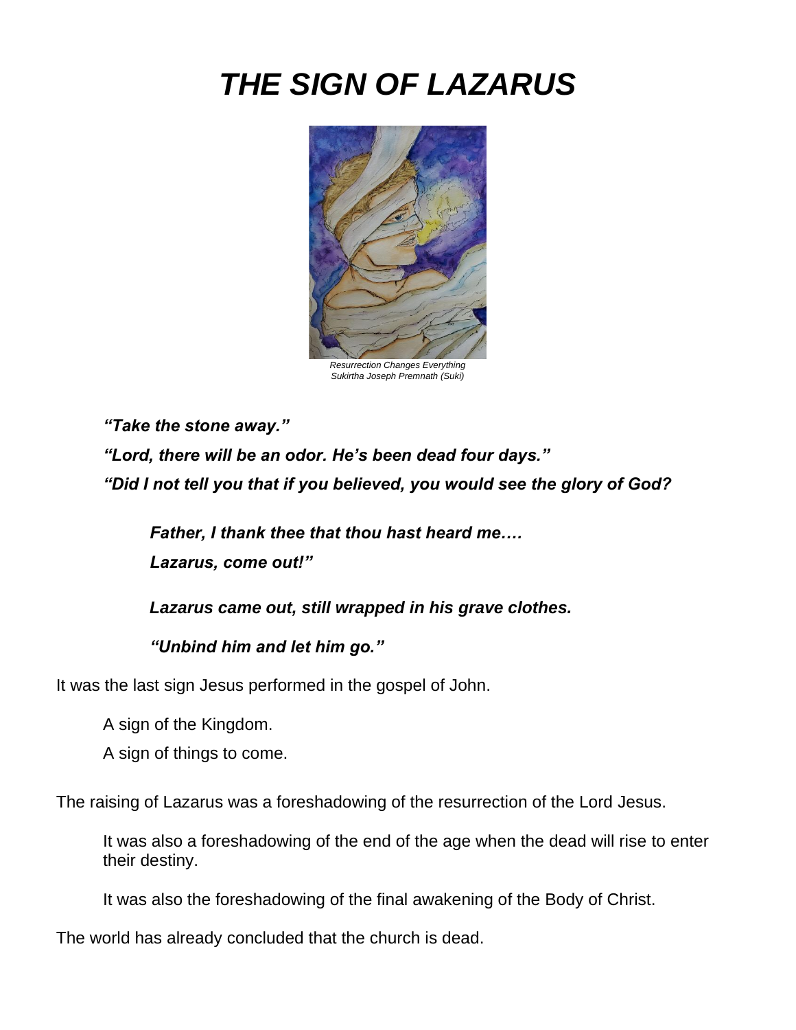# *THE SIGN OF LAZARUS*

*Resurrection Changes Everything*
*Sukirtha Joseph Premnath (Suki)*

***"Take the stone away."***

***"Lord, there will be an odor. He's been dead four days."***

***"Did I not tell you that if you believed, you would see the glory of God?***

> ***Father, I thank thee that thou hast heard me….***
>
> ***Lazarus, come out!"***
>
> ***Lazarus came out, still wrapped in his grave clothes.***
>
> ***"Unbind him and let him go."***

It was the last sign Jesus performed in the gospel of John.

> A sign of the Kingdom.
>
> A sign of things to come.

The raising of Lazarus was a foreshadowing of the resurrection of the Lord Jesus.

> It was also a foreshadowing of the end of the age when the dead will rise to enter their destiny.
>
> It was also the foreshadowing of the final awakening of the Body of Christ.

The world has already concluded that the church is dead.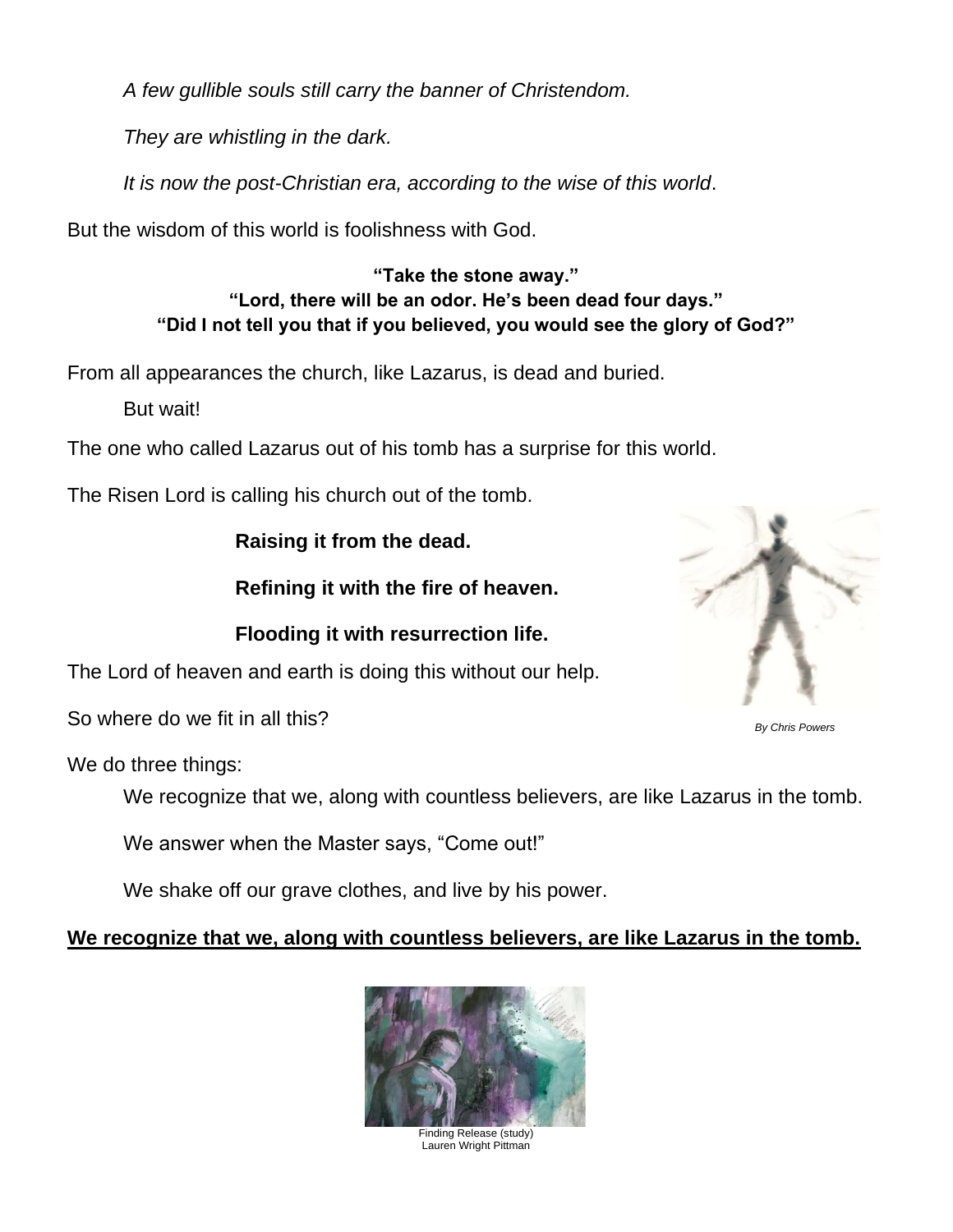*A few gullible souls still carry the banner of Christendom.*

*They are whistling in the dark.*

*It is now the post-Christian era, according to the wise of this world*.

But the wisdom of this world is foolishness with God.

**"Take the stone away."**
**"Lord, there will be an odor. He's been dead four days."**
**"Did I not tell you that if you believed, you would see the glory of God?"**

From all appearances the church, like Lazarus, is dead and buried.

But wait!

The one who called Lazarus out of his tomb has a surprise for this world.

The Risen Lord is calling his church out of the tomb.

**Raising it from the dead.**

**Refining it with the fire of heaven.**

**Flooding it with resurrection life.**

The Lord of heaven and earth is doing this without our help.

So where do we fit in all this?

*By Chris Powers*

We do three things:

We recognize that we, along with countless believers, are like Lazarus in the tomb.

We answer when the Master says, "Come out!"

We shake off our grave clothes, and live by his power.

**<u>We recognize that we, along with countless believers, are like Lazarus in the tomb.</u>**

Finding Release (study)
Lauren Wright Pittman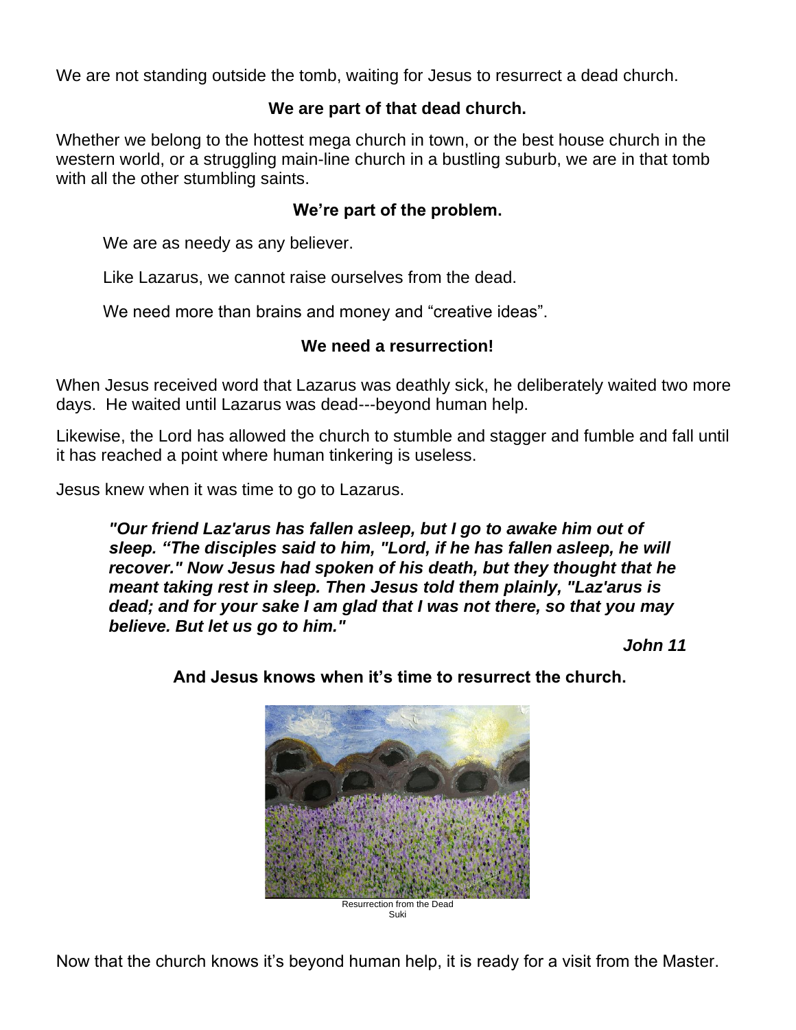We are not standing outside the tomb, waiting for Jesus to resurrect a dead church.

**We are part of that dead church.**

Whether we belong to the hottest mega church in town, or the best house church in the western world, or a struggling main-line church in a bustling suburb, we are in that tomb with all the other stumbling saints.

**We're part of the problem.**

We are as needy as any believer.

Like Lazarus, we cannot raise ourselves from the dead.

We need more than brains and money and "creative ideas".

**We need a resurrection!**

When Jesus received word that Lazarus was deathly sick, he deliberately waited two more days. He waited until Lazarus was dead---beyond human help.

Likewise, the Lord has allowed the church to stumble and stagger and fumble and fall until it has reached a point where human tinkering is useless.

Jesus knew when it was time to go to Lazarus.

> ***"Our friend Laz'arus has fallen asleep, but I go to awake him out of sleep. "The disciples said to him, "Lord, if he has fallen asleep, he will recover." Now Jesus had spoken of his death, but they thought that he meant taking rest in sleep. Then Jesus told them plainly, "Laz'arus is dead; and for your sake I am glad that I was not there, so that you may believe. But let us go to him."***
>
> ***John 11***

**And Jesus knows when it's time to resurrect the church.**

Resurrection from the Dead
Suki

Now that the church knows it's beyond human help, it is ready for a visit from the Master.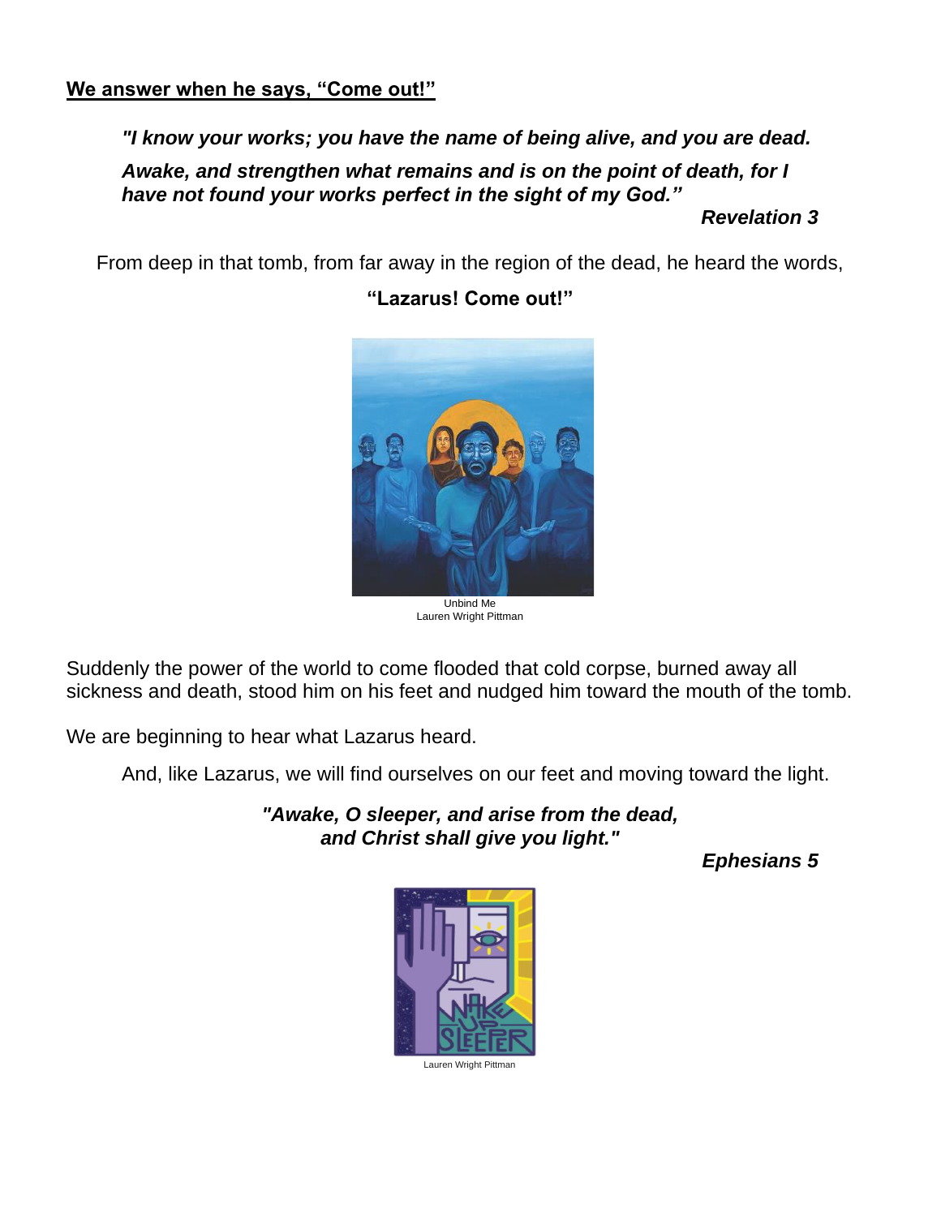**<u>We answer when he says, "Come out!"</u>**

> ***"I know your works; you have the name of being alive, and you are dead.***
>
> ***Awake, and strengthen what remains and is on the point of death, for I have not found your works perfect in the sight of my God."***
>
> ***Revelation 3***

From deep in that tomb, from far away in the region of the dead, he heard the words,

**"Lazarus! Come out!"**

Unbind Me
Lauren Wright Pittman

Suddenly the power of the world to come flooded that cold corpse, burned away all sickness and death, stood him on his feet and nudged him toward the mouth of the tomb.

We are beginning to hear what Lazarus heard.

And, like Lazarus, we will find ourselves on our feet and moving toward the light.

***"Awake, O sleeper, and arise from the dead,***
***and Christ shall give you light."***

***Ephesians 5***

Lauren Wright Pittman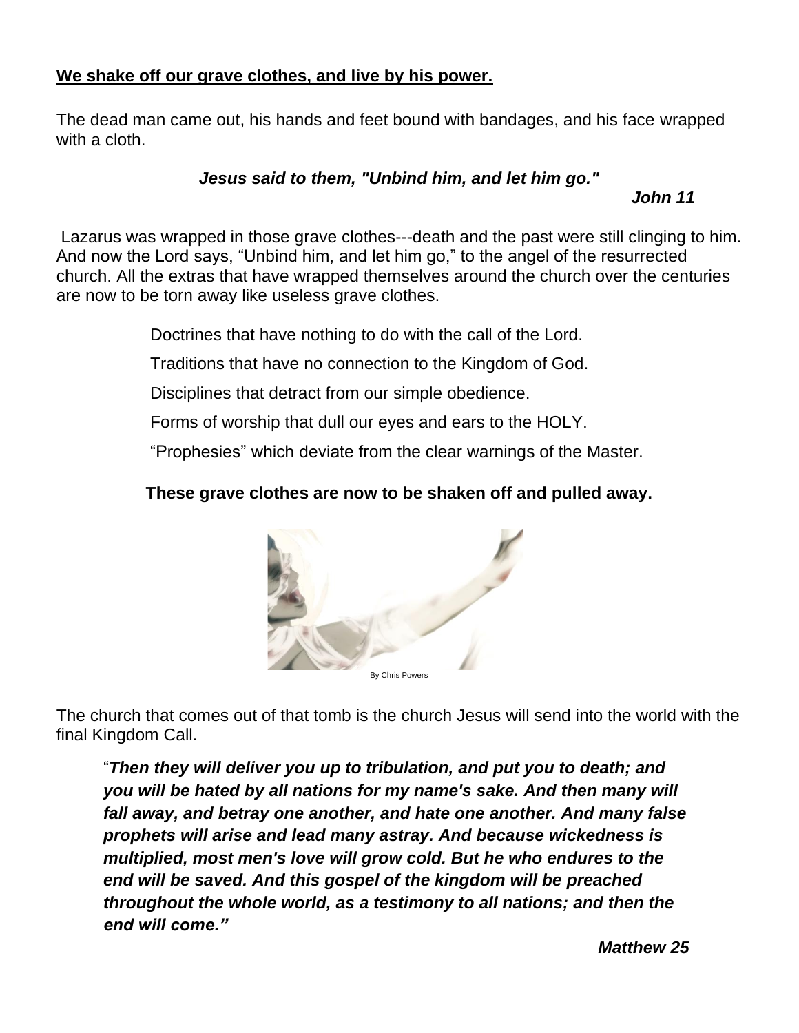**<u>We shake off our grave clothes, and live by his power.</u>**

The dead man came out, his hands and feet bound with bandages, and his face wrapped with a cloth.

***Jesus said to them, "Unbind him, and let him go."***

***John 11***

Lazarus was wrapped in those grave clothes---death and the past were still clinging to him. And now the Lord says, "Unbind him, and let him go," to the angel of the resurrected church. All the extras that have wrapped themselves around the church over the centuries are now to be torn away like useless grave clothes.

Doctrines that have nothing to do with the call of the Lord.

Traditions that have no connection to the Kingdom of God.

Disciplines that detract from our simple obedience.

Forms of worship that dull our eyes and ears to the HOLY.

"Prophesies" which deviate from the clear warnings of the Master.

**These grave clothes are now to be shaken off and pulled away.**

By Chris Powers

The church that comes out of that tomb is the church Jesus will send into the world with the final Kingdom Call.

"***Then they will deliver you up to tribulation, and put you to death; and you will be hated by all nations for my name's sake. And then many will fall away, and betray one another, and hate one another. And many false prophets will arise and lead many astray. And because wickedness is multiplied, most men's love will grow cold. But he who endures to the end will be saved. And this gospel of the kingdom will be preached throughout the whole world, as a testimony to all nations; and then the end will come."***

***Matthew 25***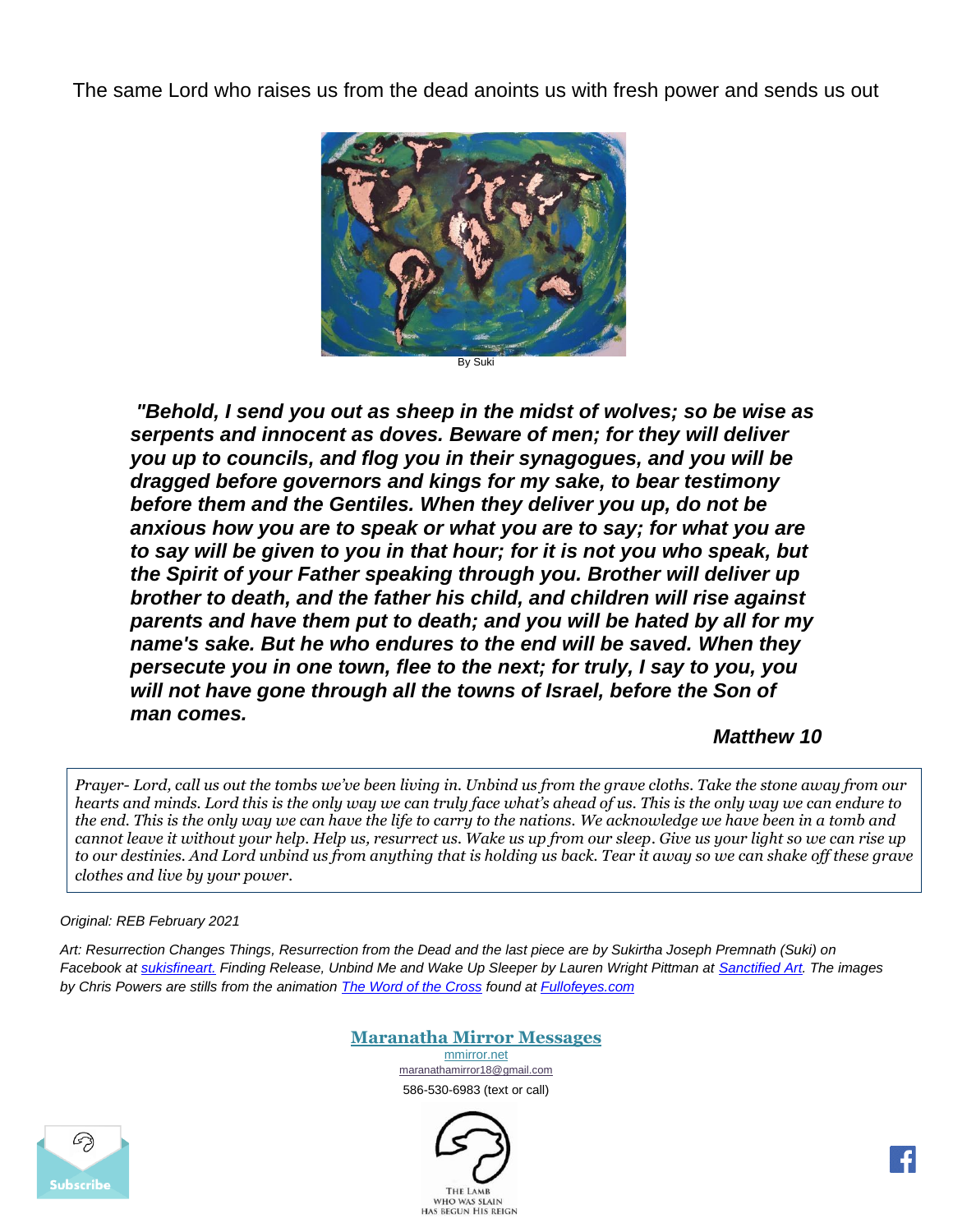The same Lord who raises us from the dead anoints us with fresh power and sends us out

By Suki

***"Behold, I send you out as sheep in the midst of wolves; so be wise as serpents and innocent as doves. Beware of men; for they will deliver you up to councils, and flog you in their synagogues, and you will be dragged before governors and kings for my sake, to bear testimony before them and the Gentiles. When they deliver you up, do not be anxious how you are to speak or what you are to say; for what you are to say will be given to you in that hour; for it is not you who speak, but the Spirit of your Father speaking through you. Brother will deliver up brother to death, and the father his child, and children will rise against parents and have them put to death; and you will be hated by all for my name's sake. But he who endures to the end will be saved. When they persecute you in one town, flee to the next; for truly, I say to you, you will not have gone through all the towns of Israel, before the Son of man comes.***

***Matthew 10***

*Prayer- Lord, call us out the tombs we've been living in. Unbind us from the grave cloths. Take the stone away from our hearts and minds. Lord this is the only way we can truly face what's ahead of us. This is the only way we can endure to the end. This is the only way we can have the life to carry to the nations. We acknowledge we have been in a tomb and cannot leave it without your help. Help us, resurrect us. Wake us up from our sleep. Give us your light so we can rise up to our destinies. And Lord unbind us from anything that is holding us back. Tear it away so we can shake off these grave clothes and live by your power.*

*Original: REB February 2021*

*Art: Resurrection Changes Things, Resurrection from the Dead and the last piece are by Sukirtha Joseph Premnath (Suki) on Facebook at sukisfineart. Finding Release, Unbind Me and Wake Up Sleeper by Lauren Wright Pittman at Sanctified Art. The images by Chris Powers are stills from the animation The Word of the Cross found at Fullofeyes.com*

**Maranatha Mirror Messages**

mmirror.net

maranathamirror18@gmail.com

586-530-6983 (text or call)

Subscribe

THE LAMB WHO WAS SLAIN HAS BEGUN HIS REIGN